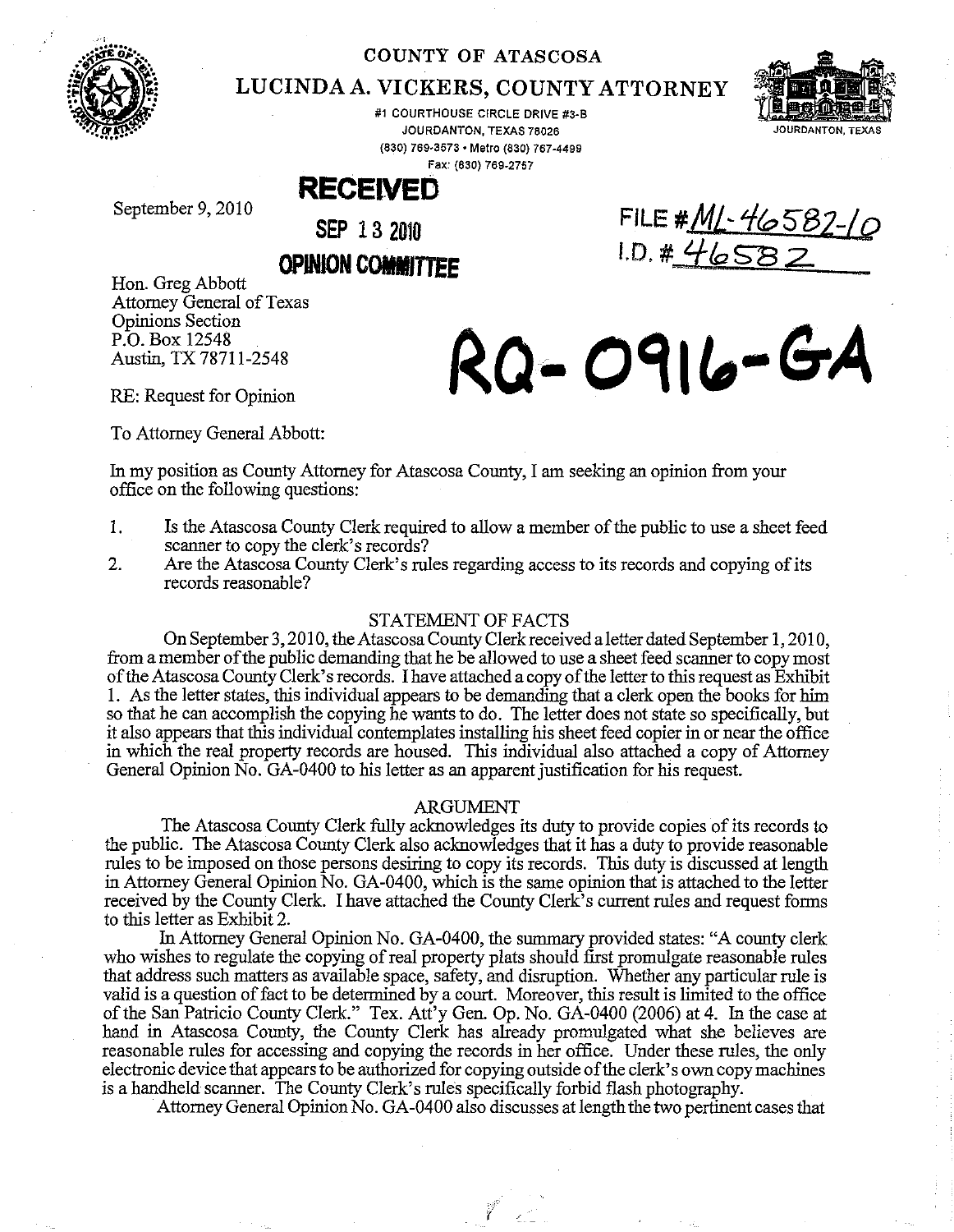# COUNTY OF ATASCOSA

## LUCINDA A. VICKERS, COUNTY ATTORNEY

#1 COURTHOUSE CIRCLE DRIVE #3-B
JOURDANTON, TEXAS 78026
(830) 769-3573 • Metro (830) 767-4499
Fax: (830) 769-2757

JOURDANTON, TEXAS

**RECEIVED**

**SEP 13 2010**

**OPINION COMMITTEE**

FILE # ML-46582-10
I.D. # 46582

**RQ-0916-GA**

September 9, 2010

Hon. Greg Abbott
Attorney General of Texas
Opinions Section
P.O. Box 12548
Austin, TX 78711-2548

RE: Request for Opinion

To Attorney General Abbott:

In my position as County Attorney for Atascosa County, I am seeking an opinion from your office on the following questions:

1. Is the Atascosa County Clerk required to allow a member of the public to use a sheet feed scanner to copy the clerk's records?
2. Are the Atascosa County Clerk's rules regarding access to its records and copying of its records reasonable?

### STATEMENT OF FACTS

On September 3, 2010, the Atascosa County Clerk received a letter dated September 1, 2010, from a member of the public demanding that he be allowed to use a sheet feed scanner to copy most of the Atascosa County Clerk's records. I have attached a copy of the letter to this request as Exhibit 1. As the letter states, this individual appears to be demanding that a clerk open the books for him so that he can accomplish the copying he wants to do. The letter does not state so specifically, but it also appears that this individual contemplates installing his sheet feed copier in or near the office in which the real property records are housed. This individual also attached a copy of Attorney General Opinion No. GA-0400 to his letter as an apparent justification for his request.

### ARGUMENT

The Atascosa County Clerk fully acknowledges its duty to provide copies of its records to the public. The Atascosa County Clerk also acknowledges that it has a duty to provide reasonable rules to be imposed on those persons desiring to copy its records. This duty is discussed at length in Attorney General Opinion No. GA-0400, which is the same opinion that is attached to the letter received by the County Clerk. I have attached the County Clerk's current rules and request forms to this letter as Exhibit 2.

In Attorney General Opinion No. GA-0400, the summary provided states: "A county clerk who wishes to regulate the copying of real property plats should first promulgate reasonable rules that address such matters as available space, safety, and disruption. Whether any particular rule is valid is a question of fact to be determined by a court. Moreover, this result is limited to the office of the San Patricio County Clerk." Tex. Att'y Gen. Op. No. GA-0400 (2006) at 4. In the case at hand in Atascosa County, the County Clerk has already promulgated what she believes are reasonable rules for accessing and copying the records in her office. Under these rules, the only electronic device that appears to be authorized for copying outside of the clerk's own copy machines is a handheld scanner. The County Clerk's rules specifically forbid flash photography.

Attorney General Opinion No. GA-0400 also discusses at length the two pertinent cases that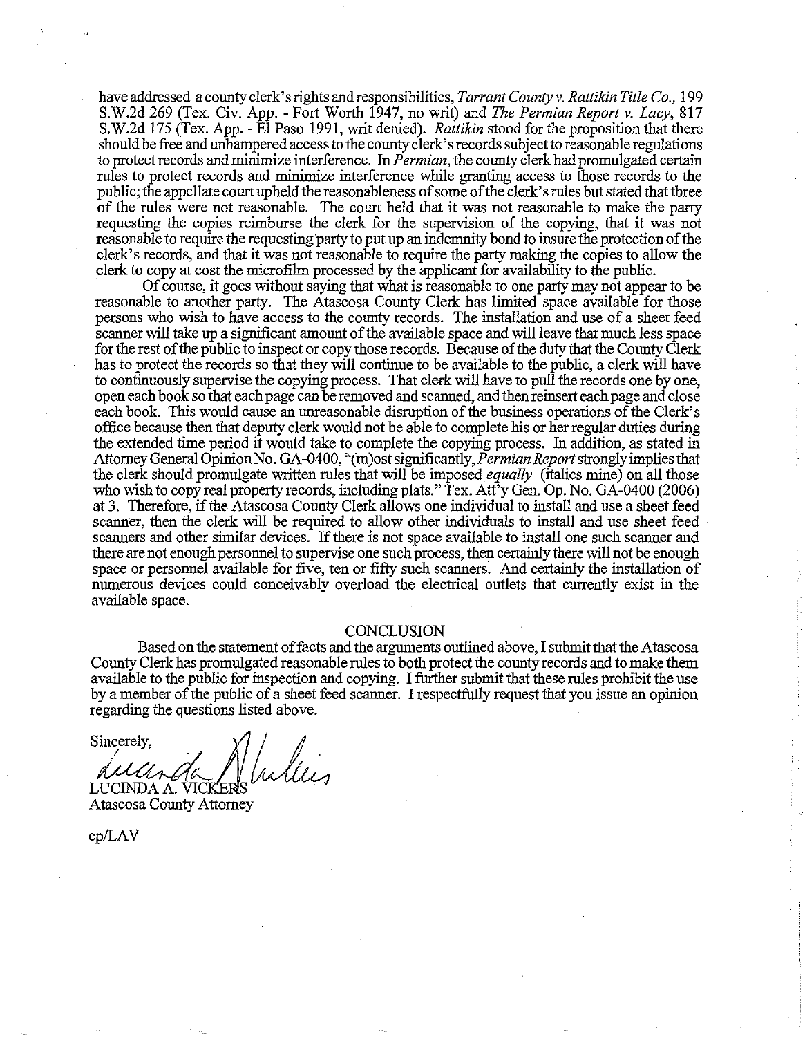have addressed a county clerk's rights and responsibilities, *Tarrant County v. Rattikin Title Co.*, 199 S.W.2d 269 (Tex. Civ. App. - Fort Worth 1947, no writ) and *The Permian Report v. Lacy*, 817 S.W.2d 175 (Tex. App. - El Paso 1991, writ denied). *Rattikin* stood for the proposition that there should be free and unhampered access to the county clerk's records subject to reasonable regulations to protect records and minimize interference. In *Permian*, the county clerk had promulgated certain rules to protect records and minimize interference while granting access to those records to the public; the appellate court upheld the reasonableness of some of the clerk's rules but stated that three of the rules were not reasonable. The court held that it was not reasonable to make the party requesting the copies reimburse the clerk for the supervision of the copying, that it was not reasonable to require the requesting party to put up an indemnity bond to insure the protection of the clerk's records, and that it was not reasonable to require the party making the copies to allow the clerk to copy at cost the microfilm processed by the applicant for availability to the public.

Of course, it goes without saying that what is reasonable to one party may not appear to be reasonable to another party. The Atascosa County Clerk has limited space available for those persons who wish to have access to the county records. The installation and use of a sheet feed scanner will take up a significant amount of the available space and will leave that much less space for the rest of the public to inspect or copy those records. Because of the duty that the County Clerk has to protect the records so that they will continue to be available to the public, a clerk will have to continuously supervise the copying process. That clerk will have to pull the records one by one, open each book so that each page can be removed and scanned, and then reinsert each page and close each book. This would cause an unreasonable disruption of the business operations of the Clerk's office because then that deputy clerk would not be able to complete his or her regular duties during the extended time period it would take to complete the copying process. In addition, as stated in Attorney General Opinion No. GA-0400, "(m)ost significantly, *Permian Report* strongly implies that the clerk should promulgate written rules that will be imposed *equally* (italics mine) on all those who wish to copy real property records, including plats." Tex. Att'y Gen. Op. No. GA-0400 (2006) at 3. Therefore, if the Atascosa County Clerk allows one individual to install and use a sheet feed scanner, then the clerk will be required to allow other individuals to install and use sheet feed scanners and other similar devices. If there is not space available to install one such scanner and there are not enough personnel to supervise one such process, then certainly there will not be enough space or personnel available for five, ten or fifty such scanners. And certainly the installation of numerous devices could conceivably overload the electrical outlets that currently exist in the available space.

## CONCLUSION

Based on the statement of facts and the arguments outlined above, I submit that the Atascosa County Clerk has promulgated reasonable rules to both protect the county records and to make them available to the public for inspection and copying. I further submit that these rules prohibit the use by a member of the public of a sheet feed scanner. I respectfully request that you issue an opinion regarding the questions listed above.

Sincerely,

LUCINDA A. VICKERS
Atascosa County Attorney

cp/LAV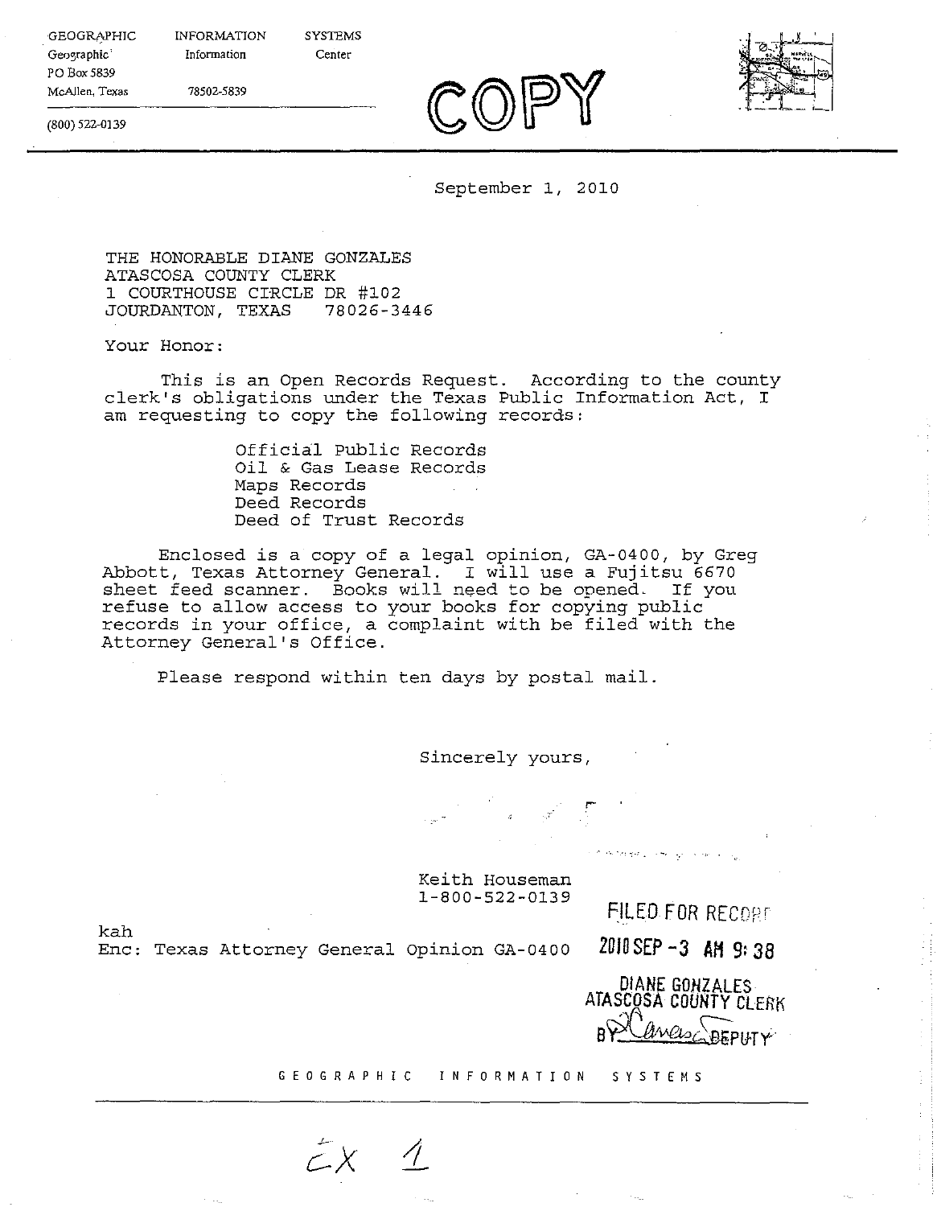GEOGRAPHIC INFORMATION SYSTEMS
Geographic Information Center
PO Box 5839
McAllen, Texas 78502-5839
(800) 522-0139

COPY

September 1, 2010

THE HONORABLE DIANE GONZALES
ATASCOSA COUNTY CLERK
1 COURTHOUSE CIRCLE DR #102
JOURDANTON, TEXAS 78026-3446

Your Honor:

This is an Open Records Request. According to the county clerk's obligations under the Texas Public Information Act, I am requesting to copy the following records:

- Official Public Records
- Oil & Gas Lease Records
- Maps Records
- Deed Records
- Deed of Trust Records

Enclosed is a copy of a legal opinion, GA-0400, by Greg Abbott, Texas Attorney General. I will use a Fujitsu 6670 sheet feed scanner. Books will need to be opened. If you refuse to allow access to your books for copying public records in your office, a complaint with be filed with the Attorney General's Office.

Please respond within ten days by postal mail.

Sincerely yours,

Keith Houseman
1-800-522-0139

kah
Enc: Texas Attorney General Opinion GA-0400

FILED FOR RECORD
2010 SEP -3 AM 9:38
DIANE GONZALES
ATASCOSA COUNTY CLERK
BY Canas DEPUTY

GEOGRAPHIC INFORMATION SYSTEMS

EX 1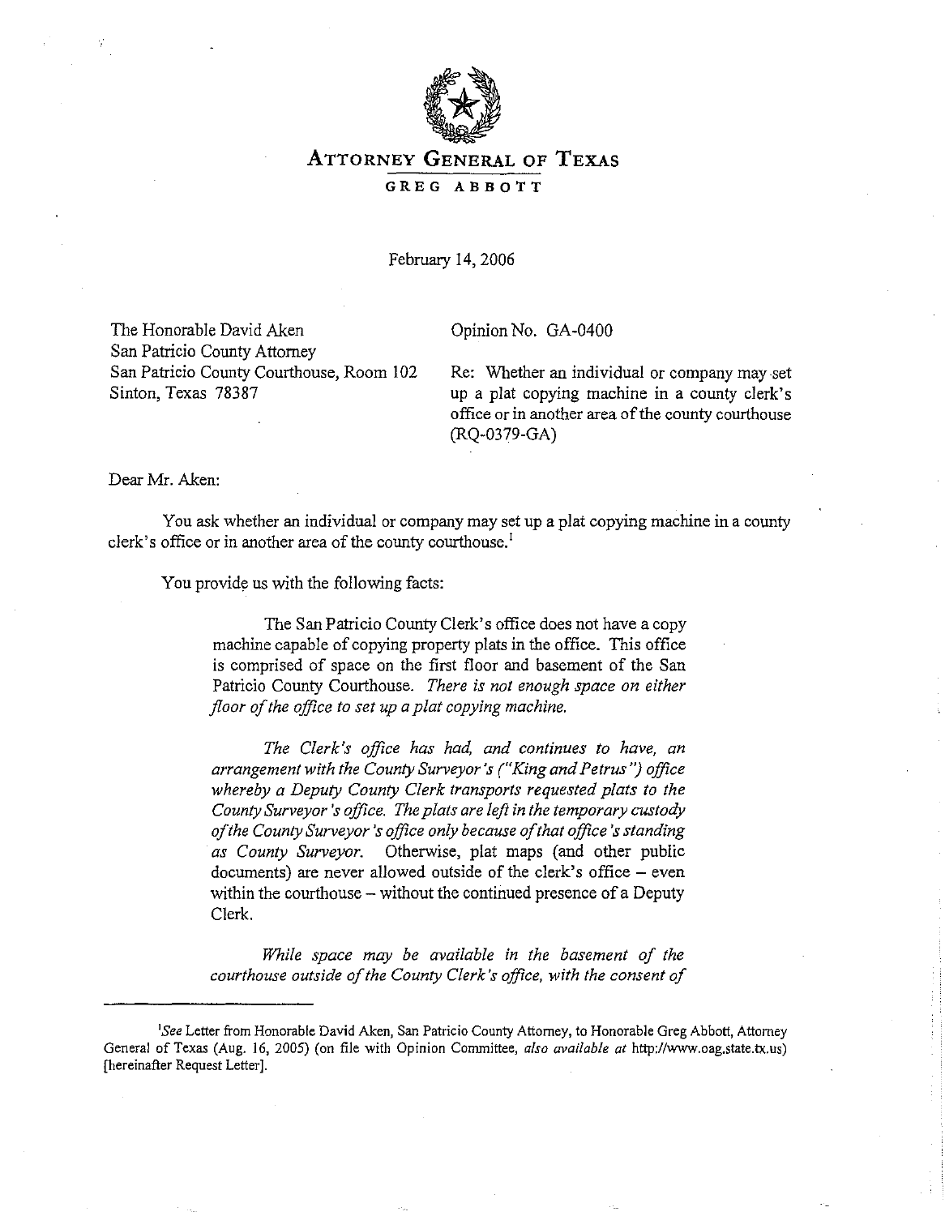# ATTORNEY GENERAL OF TEXAS

**GREG ABBOTT**

February 14, 2006

The Honorable David Aken
San Patricio County Attorney
San Patricio County Courthouse, Room 102
Sinton, Texas 78387

Opinion No. GA-0400

Re: Whether an individual or company may set up a plat copying machine in a county clerk's office or in another area of the county courthouse (RQ-0379-GA)

Dear Mr. Aken:

You ask whether an individual or company may set up a plat copying machine in a county clerk's office or in another area of the county courthouse.[1]

You provide us with the following facts:

> The San Patricio County Clerk's office does not have a copy machine capable of copying property plats in the office. This office is comprised of space on the first floor and basement of the San Patricio County Courthouse. *There is not enough space on either floor of the office to set up a plat copying machine.*
>
> *The Clerk's office has had, and continues to have, an arrangement with the County Surveyor's ("King and Petrus") office whereby a Deputy County Clerk transports requested plats to the County Surveyor's office. The plats are left in the temporary custody of the County Surveyor's office only because of that office's standing as County Surveyor.* Otherwise, plat maps (and other public documents) are never allowed outside of the clerk's office – even within the courthouse – without the continued presence of a Deputy Clerk.
>
> *While space may be available in the basement of the courthouse outside of the County Clerk's office, with the consent of*

---

[1] *See* Letter from Honorable David Aken, San Patricio County Attorney, to Honorable Greg Abbott, Attorney General of Texas (Aug. 16, 2005) (on file with Opinion Committee, *also available at* http://www.oag.state.tx.us) [hereinafter Request Letter].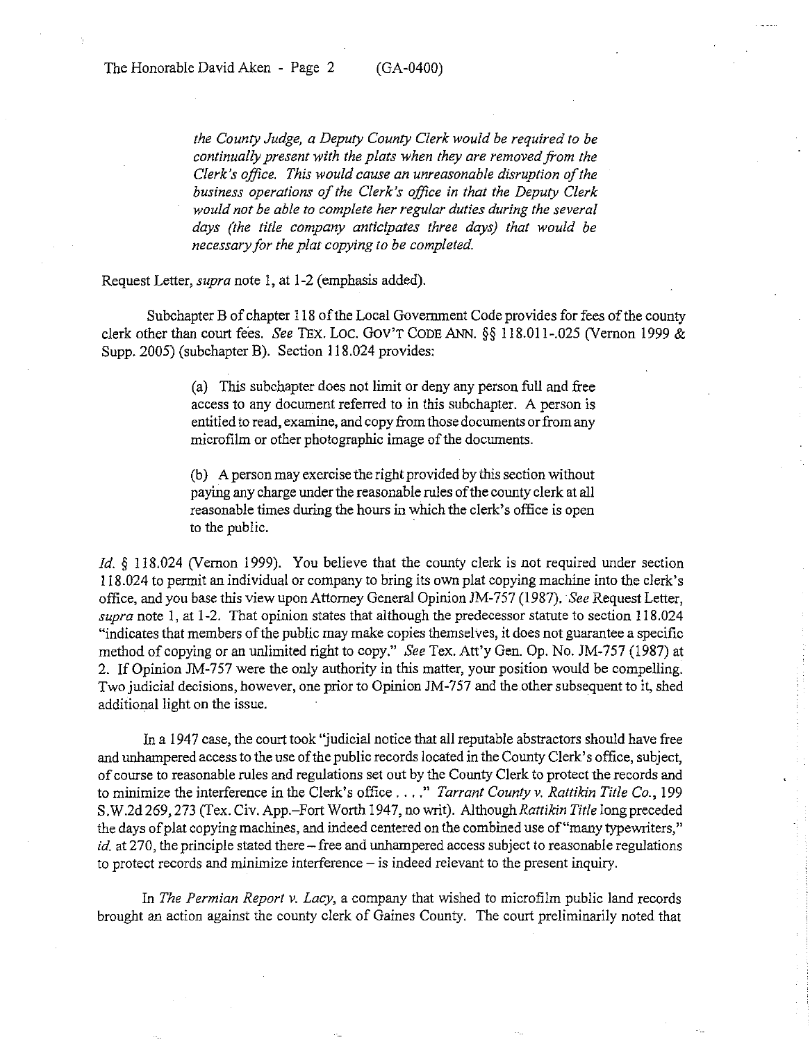> *the County Judge, a Deputy County Clerk would be required to be continually present with the plats when they are removed from the Clerk's office. This would cause an unreasonable disruption of the business operations of the Clerk's office in that the Deputy Clerk would not be able to complete her regular duties during the several days (the title company anticipates three days) that would be necessary for the plat copying to be completed.*

Request Letter, *supra* note 1, at 1-2 (emphasis added).

Subchapter B of chapter 118 of the Local Government Code provides for fees of the county clerk other than court fees. *See* TEX. LOC. GOV'T CODE ANN. §§ 118.011-.025 (Vernon 1999 & Supp. 2005) (subchapter B). Section 118.024 provides:

> (a) This subchapter does not limit or deny any person full and free access to any document referred to in this subchapter. A person is entitled to read, examine, and copy from those documents or from any microfilm or other photographic image of the documents.
>
> (b) A person may exercise the right provided by this section without paying any charge under the reasonable rules of the county clerk at all reasonable times during the hours in which the clerk's office is open to the public.

*Id.* § 118.024 (Vernon 1999). You believe that the county clerk is not required under section 118.024 to permit an individual or company to bring its own plat copying machine into the clerk's office, and you base this view upon Attorney General Opinion JM-757 (1987). *See* Request Letter, *supra* note 1, at 1-2. That opinion states that although the predecessor statute to section 118.024 "indicates that members of the public may make copies themselves, it does not guarantee a specific method of copying or an unlimited right to copy." *See* Tex. Att'y Gen. Op. No. JM-757 (1987) at 2. If Opinion JM-757 were the only authority in this matter, your position would be compelling. Two judicial decisions, however, one prior to Opinion JM-757 and the other subsequent to it, shed additional light on the issue.

In a 1947 case, the court took "judicial notice that all reputable abstractors should have free and unhampered access to the use of the public records located in the County Clerk's office, subject, of course to reasonable rules and regulations set out by the County Clerk to protect the records and to minimize the interference in the Clerk's office . . . ." *Tarrant County v. Rattikin Title Co.*, 199 S.W.2d 269, 273 (Tex. Civ. App.–Fort Worth 1947, no writ). Although *Rattikin Title* long preceded the days of plat copying machines, and indeed centered on the combined use of "many typewriters," *id.* at 270, the principle stated there – free and unhampered access subject to reasonable regulations to protect records and minimize interference – is indeed relevant to the present inquiry.

In *The Permian Report v. Lacy*, a company that wished to microfilm public land records brought an action against the county clerk of Gaines County. The court preliminarily noted that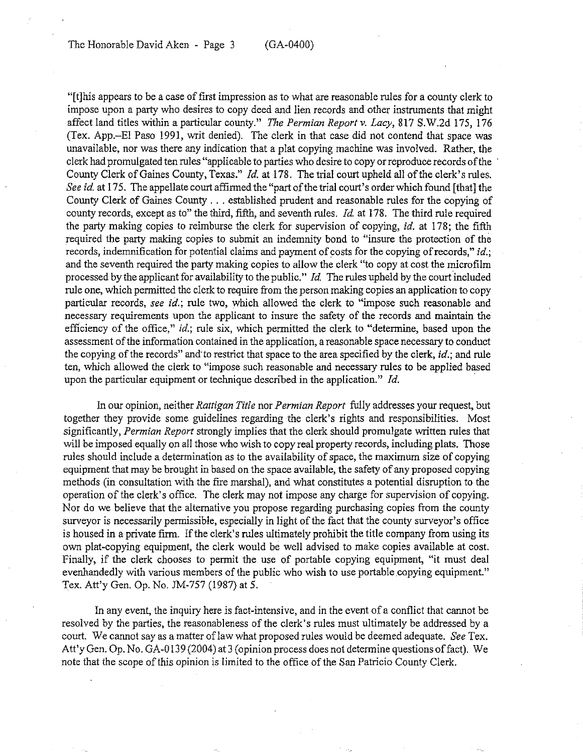"[t]his appears to be a case of first impression as to what are reasonable rules for a county clerk to impose upon a party who desires to copy deed and lien records and other instruments that might affect land titles within a particular county." *The Permian Report v. Lacy*, 817 S.W.2d 175, 176 (Tex. App.–El Paso 1991, writ denied). The clerk in that case did not contend that space was unavailable, nor was there any indication that a plat copying machine was involved. Rather, the clerk had promulgated ten rules "applicable to parties who desire to copy or reproduce records of the County Clerk of Gaines County, Texas." *Id.* at 178. The trial court upheld all of the clerk's rules. *See id.* at 175. The appellate court affirmed the "part of the trial court's order which found [that] the County Clerk of Gaines County . . . established prudent and reasonable rules for the copying of county records, except as to" the third, fifth, and seventh rules. *Id.* at 178. The third rule required the party making copies to reimburse the clerk for supervision of copying, *id.* at 178; the fifth required the party making copies to submit an indemnity bond to "insure the protection of the records, indemnification for potential claims and payment of costs for the copying of records," *id.*; and the seventh required the party making copies to allow the clerk "to copy at cost the microfilm processed by the applicant for availability to the public." *Id.* The rules upheld by the court included rule one, which permitted the clerk to require from the person making copies an application to copy particular records, *see id.*; rule two, which allowed the clerk to "impose such reasonable and necessary requirements upon the applicant to insure the safety of the records and maintain the efficiency of the office," *id.*; rule six, which permitted the clerk to "determine, based upon the assessment of the information contained in the application, a reasonable space necessary to conduct the copying of the records" and to restrict that space to the area specified by the clerk, *id.*; and rule ten, which allowed the clerk to "impose such reasonable and necessary rules to be applied based upon the particular equipment or technique described in the application." *Id.*

In our opinion, neither *Rattigan Title* nor *Permian Report* fully addresses your request, but together they provide some guidelines regarding the clerk's rights and responsibilities. Most significantly, *Permian Report* strongly implies that the clerk should promulgate written rules that will be imposed equally on all those who wish to copy real property records, including plats. Those rules should include a determination as to the availability of space, the maximum size of copying equipment that may be brought in based on the space available, the safety of any proposed copying methods (in consultation with the fire marshal), and what constitutes a potential disruption to the operation of the clerk's office. The clerk may not impose any charge for supervision of copying. Nor do we believe that the alternative you propose regarding purchasing copies from the county surveyor is necessarily permissible, especially in light of the fact that the county surveyor's office is housed in a private firm. If the clerk's rules ultimately prohibit the title company from using its own plat-copying equipment, the clerk would be well advised to make copies available at cost. Finally, if the clerk chooses to permit the use of portable copying equipment, "it must deal evenhandedly with various members of the public who wish to use portable copying equipment." Tex. Att'y Gen. Op. No. JM-757 (1987) at 5.

In any event, the inquiry here is fact-intensive, and in the event of a conflict that cannot be resolved by the parties, the reasonableness of the clerk's rules must ultimately be addressed by a court. We cannot say as a matter of law what proposed rules would be deemed adequate. *See* Tex. Att'y Gen. Op. No. GA-0139 (2004) at 3 (opinion process does not determine questions of fact). We note that the scope of this opinion is limited to the office of the San Patricio County Clerk.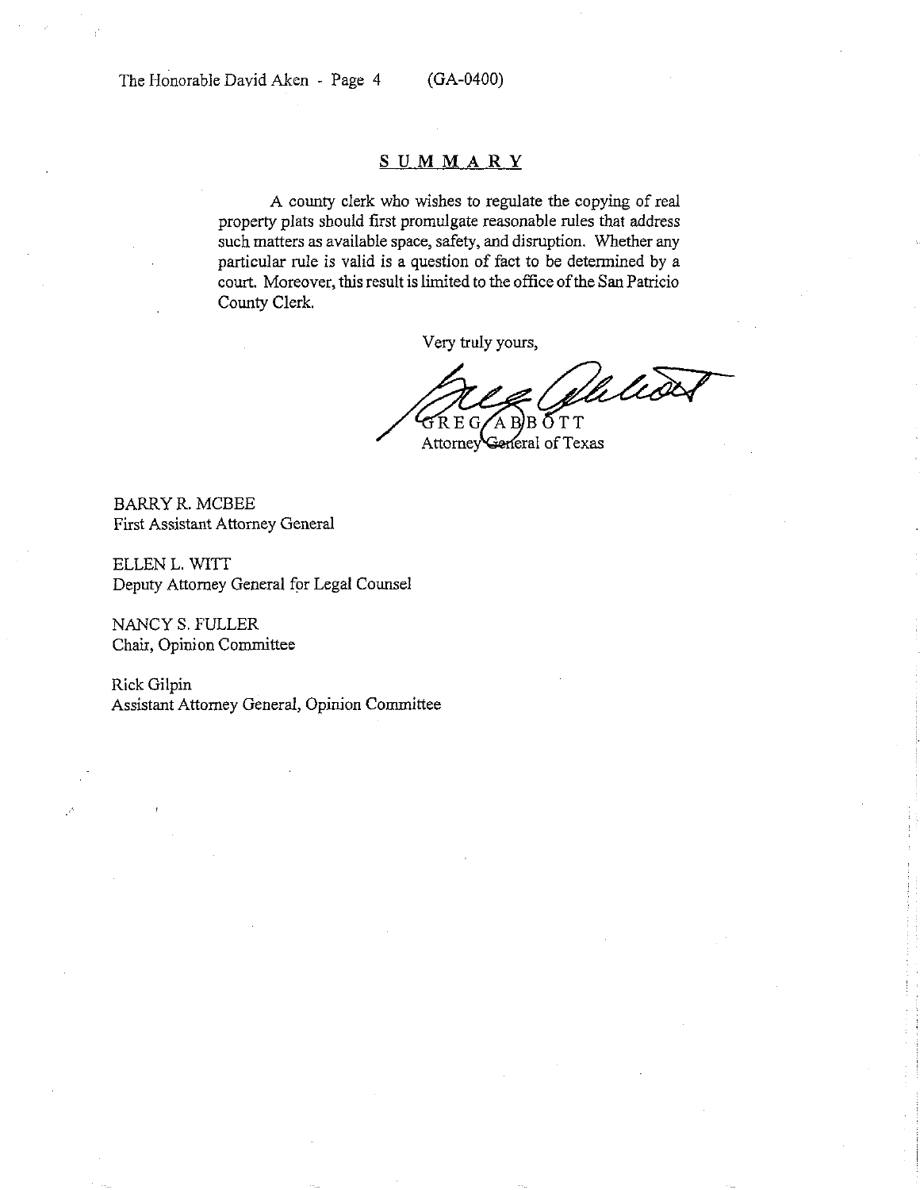## SUMMARY

A county clerk who wishes to regulate the copying of real property plats should first promulgate reasonable rules that address such matters as available space, safety, and disruption. Whether any particular rule is valid is a question of fact to be determined by a court. Moreover, this result is limited to the office of the San Patricio County Clerk.

Very truly yours,

GREG ABBOTT
Attorney General of Texas

BARRY R. MCBEE
First Assistant Attorney General

ELLEN L. WITT
Deputy Attorney General for Legal Counsel

NANCY S. FULLER
Chair, Opinion Committee

Rick Gilpin
Assistant Attorney General, Opinion Committee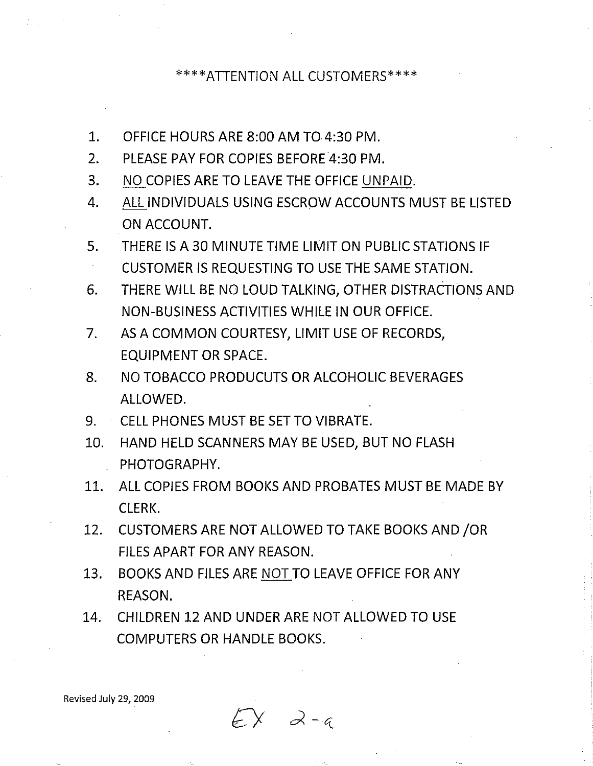\*\*\*\*ATTENTION ALL CUSTOMERS\*\*\*\*

1. OFFICE HOURS ARE 8:00 AM TO 4:30 PM.
2. PLEASE PAY FOR COPIES BEFORE 4:30 PM.
3. <u>NO</u> COPIES ARE TO LEAVE THE OFFICE <u>UNPAID</u>.
4. <u>ALL</u> INDIVIDUALS USING ESCROW ACCOUNTS MUST BE LISTED ON ACCOUNT.
5. THERE IS A 30 MINUTE TIME LIMIT ON PUBLIC STATIONS IF CUSTOMER IS REQUESTING TO USE THE SAME STATION.
6. THERE WILL BE NO LOUD TALKING, OTHER DISTRACTIONS AND NON-BUSINESS ACTIVITIES WHILE IN OUR OFFICE.
7. AS A COMMON COURTESY, LIMIT USE OF RECORDS, EQUIPMENT OR SPACE.
8. NO TOBACCO PRODUCUTS OR ALCOHOLIC BEVERAGES ALLOWED.
9. CELL PHONES MUST BE SET TO VIBRATE.
10. HAND HELD SCANNERS MAY BE USED, BUT NO FLASH PHOTOGRAPHY.
11. ALL COPIES FROM BOOKS AND PROBATES MUST BE MADE BY CLERK.
12. CUSTOMERS ARE NOT ALLOWED TO TAKE BOOKS AND /OR FILES APART FOR ANY REASON.
13. BOOKS AND FILES ARE <u>NOT</u> TO LEAVE OFFICE FOR ANY REASON.
14. CHILDREN 12 AND UNDER ARE NOT ALLOWED TO USE COMPUTERS OR HANDLE BOOKS.

Revised July 29, 2009

EX 2-a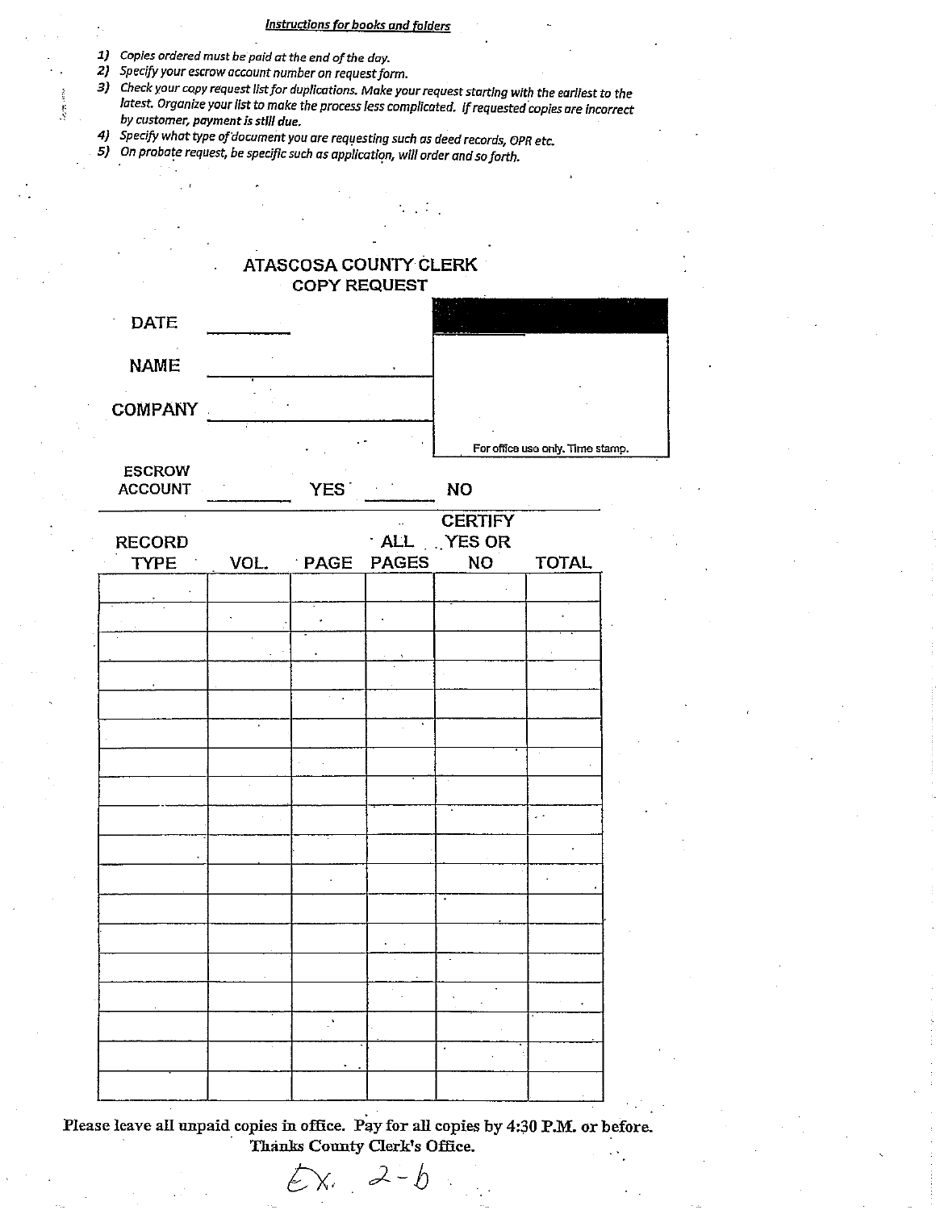*Instructions for books and folders*

1) *Copies ordered must be paid at the end of the day.*
2) *Specify your escrow account number on request form.*
3) *Check your copy request list for duplications. Make your request starting with the earliest to the latest. Organize your list to make the process less complicated. If requested copies are incorrect by customer, payment is still due.*
4) *Specify what type of document you are requesting such as deed records, OPR etc.*
5) *On probate request, be specific such as application, will order and so forth.*

## ATASCOSA COUNTY CLERK
## COPY REQUEST

DATE ________

NAME ________________

COMPANY ________________

For office use only. Time stamp.

ESCROW ACCOUNT ________ YES ________ NO

| RECORD TYPE | VOL. | PAGE | ALL PAGES | CERTIFY YES OR NO | TOTAL |
|---|---|---|---|---|---|
| | | | | | |
| | | | | | |
| | | | | | |
| | | | | | |
| | | | | | |
| | | | | | |
| | | | | | |
| | | | | | |
| | | | | | |
| | | | | | |
| | | | | | |
| | | | | | |
| | | | | | |
| | | | | | |
| | | | | | |
| | | | | | |
| | | | | | |
| | | | | | |

**Please leave all unpaid copies in office. Pay for all copies by 4:30 P.M. or before.**
**Thanks County Clerk's Office.**

Ex. 2-b